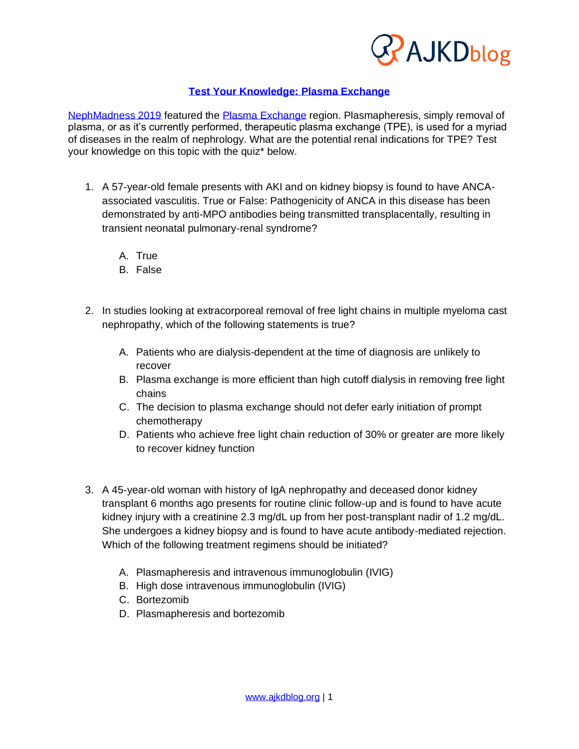# Test Your Knowledge: Plasma Exchange

NephMadness 2019 featured the Plasma Exchange region. Plasmapheresis, simply removal of plasma, or as it's currently performed, therapeutic plasma exchange (TPE), is used for a myriad of diseases in the realm of nephrology. What are the potential renal indications for TPE? Test your knowledge on this topic with the quiz* below.

1. A 57-year-old female presents with AKI and on kidney biopsy is found to have ANCA-associated vasculitis. True or False: Pathogenicity of ANCA in this disease has been demonstrated by anti-MPO antibodies being transmitted transplacentally, resulting in transient neonatal pulmonary-renal syndrome?

   A. True
   B. False

2. In studies looking at extracorporeal removal of free light chains in multiple myeloma cast nephropathy, which of the following statements is true?

   A. Patients who are dialysis-dependent at the time of diagnosis are unlikely to recover
   B. Plasma exchange is more efficient than high cutoff dialysis in removing free light chains
   C. The decision to plasma exchange should not defer early initiation of prompt chemotherapy
   D. Patients who achieve free light chain reduction of 30% or greater are more likely to recover kidney function

3. A 45-year-old woman with history of IgA nephropathy and deceased donor kidney transplant 6 months ago presents for routine clinic follow-up and is found to have acute kidney injury with a creatinine 2.3 mg/dL up from her post-transplant nadir of 1.2 mg/dL. She undergoes a kidney biopsy and is found to have acute antibody-mediated rejection. Which of the following treatment regimens should be initiated?

   A. Plasmapheresis and intravenous immunoglobulin (IVIG)
   B. High dose intravenous immunoglobulin (IVIG)
   C. Bortezomib
   D. Plasmapheresis and bortezomib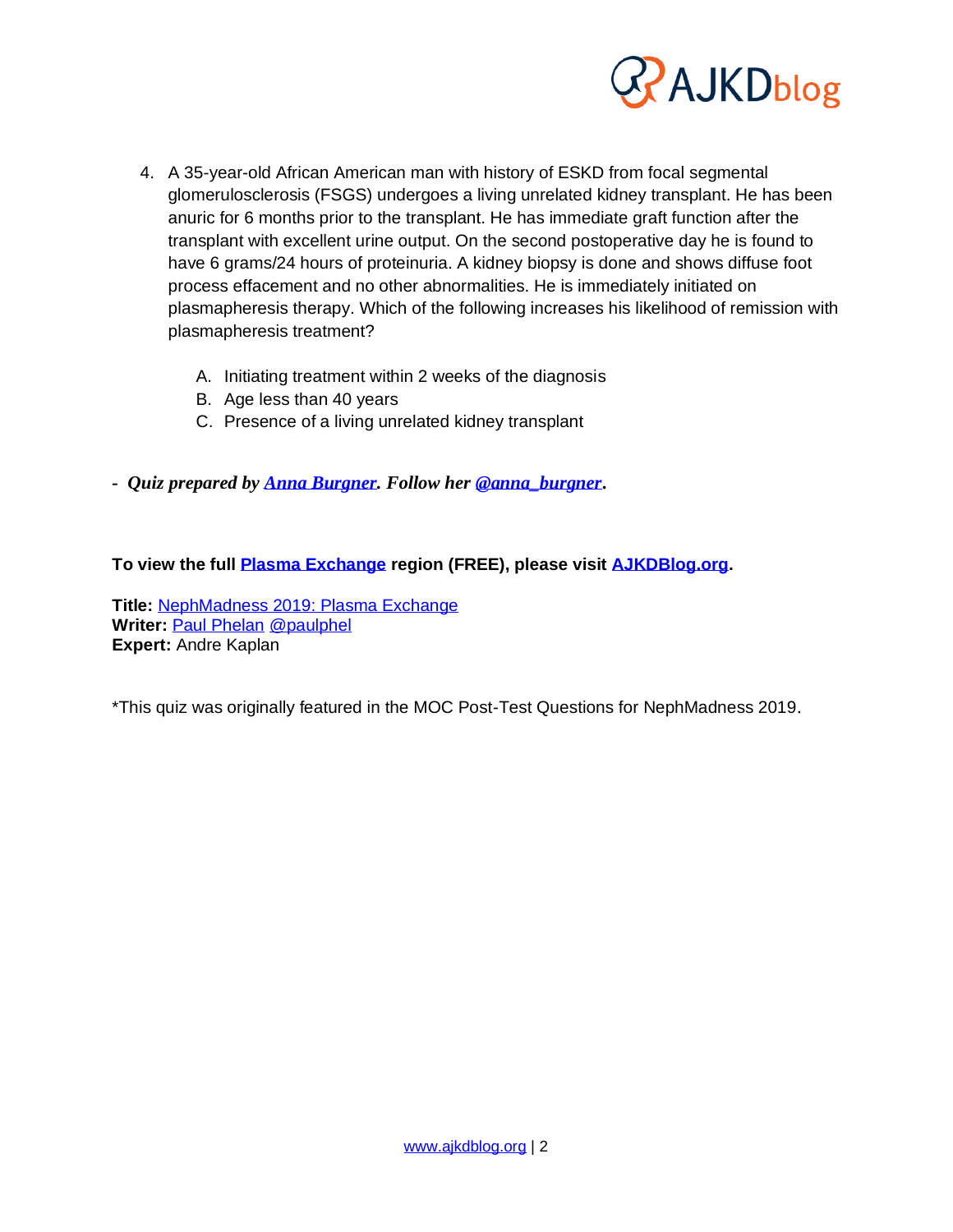4. A 35-year-old African American man with history of ESKD from focal segmental glomerulosclerosis (FSGS) undergoes a living unrelated kidney transplant. He has been anuric for 6 months prior to the transplant. He has immediate graft function after the transplant with excellent urine output. On the second postoperative day he is found to have 6 grams/24 hours of proteinuria. A kidney biopsy is done and shows diffuse foot process effacement and no other abnormalities. He is immediately initiated on plasmapheresis therapy. Which of the following increases his likelihood of remission with plasmapheresis treatment?

   A. Initiating treatment within 2 weeks of the diagnosis
   B. Age less than 40 years
   C. Presence of a living unrelated kidney transplant

- ***Quiz prepared by [Anna Burgner](). Follow her [@anna_burgner]().***

**To view the full [Plasma Exchange]() region (FREE), please visit [AJKDBlog.org]().**

**Title:** [NephMadness 2019: Plasma Exchange]()
**Writer:** [Paul Phelan]() [@paulphel]()
**Expert:** Andre Kaplan

*This quiz was originally featured in the MOC Post-Test Questions for NephMadness 2019.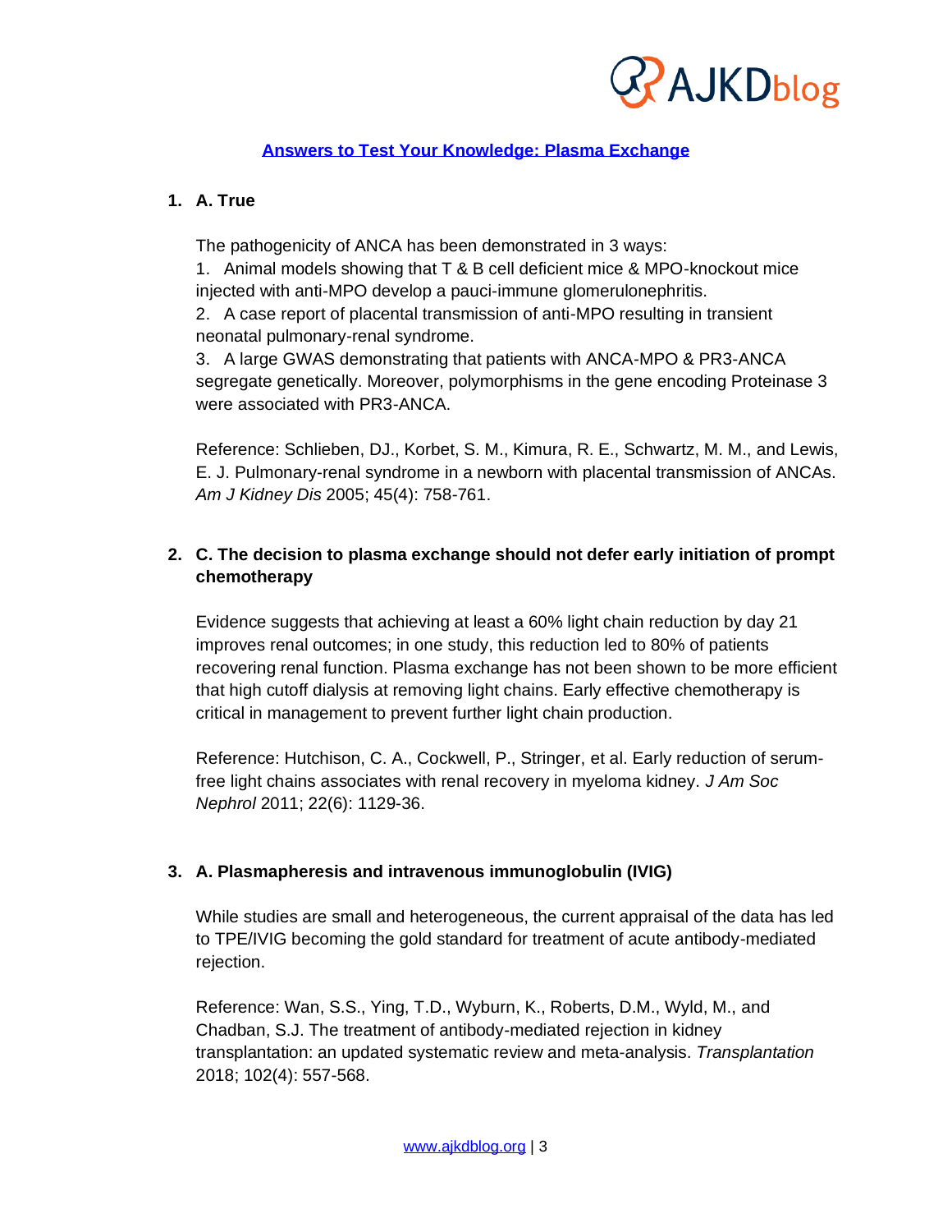## Answers to Test Your Knowledge: Plasma Exchange

1. **A. True**

   The pathogenicity of ANCA has been demonstrated in 3 ways:
   1. Animal models showing that T & B cell deficient mice & MPO-knockout mice injected with anti-MPO develop a pauci-immune glomerulonephritis.
   2. A case report of placental transmission of anti-MPO resulting in transient neonatal pulmonary-renal syndrome.
   3. A large GWAS demonstrating that patients with ANCA-MPO & PR3-ANCA segregate genetically. Moreover, polymorphisms in the gene encoding Proteinase 3 were associated with PR3-ANCA.

   Reference: Schlieben, DJ., Korbet, S. M., Kimura, R. E., Schwartz, M. M., and Lewis, E. J. Pulmonary-renal syndrome in a newborn with placental transmission of ANCAs. *Am J Kidney Dis* 2005; 45(4): 758-761.

2. **C. The decision to plasma exchange should not defer early initiation of prompt chemotherapy**

   Evidence suggests that achieving at least a 60% light chain reduction by day 21 improves renal outcomes; in one study, this reduction led to 80% of patients recovering renal function. Plasma exchange has not been shown to be more efficient that high cutoff dialysis at removing light chains. Early effective chemotherapy is critical in management to prevent further light chain production.

   Reference: Hutchison, C. A., Cockwell, P., Stringer, et al. Early reduction of serum-free light chains associates with renal recovery in myeloma kidney. *J Am Soc Nephrol* 2011; 22(6): 1129-36.

3. **A. Plasmapheresis and intravenous immunoglobulin (IVIG)**

   While studies are small and heterogeneous, the current appraisal of the data has led to TPE/IVIG becoming the gold standard for treatment of acute antibody-mediated rejection.

   Reference: Wan, S.S., Ying, T.D., Wyburn, K., Roberts, D.M., Wyld, M., and Chadban, S.J. The treatment of antibody-mediated rejection in kidney transplantation: an updated systematic review and meta-analysis. *Transplantation* 2018; 102(4): 557-568.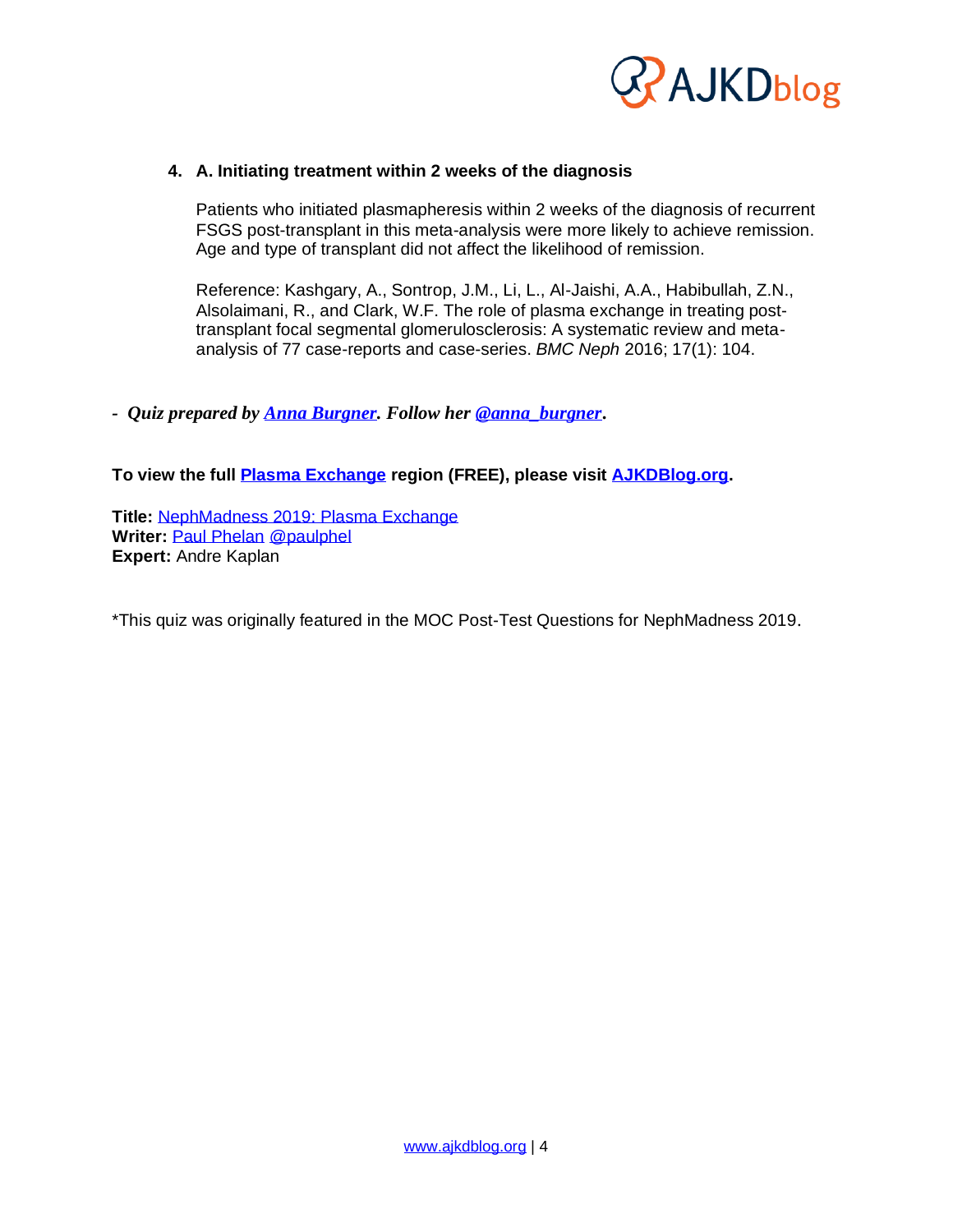4. **A. Initiating treatment within 2 weeks of the diagnosis**

   Patients who initiated plasmapheresis within 2 weeks of the diagnosis of recurrent FSGS post-transplant in this meta-analysis were more likely to achieve remission. Age and type of transplant did not affect the likelihood of remission.

   Reference: Kashgary, A., Sontrop, J.M., Li, L., Al-Jaishi, A.A., Habibullah, Z.N., Alsolaimani, R., and Clark, W.F. The role of plasma exchange in treating post-transplant focal segmental glomerulosclerosis: A systematic review and meta-analysis of 77 case-reports and case-series. *BMC Neph* 2016; 17(1): 104.

- ***Quiz prepared by Anna Burgner. Follow her @anna_burgner.***

**To view the full Plasma Exchange region (FREE), please visit AJKDBlog.org.**

**Title:** NephMadness 2019: Plasma Exchange
**Writer:** Paul Phelan @paulphel
**Expert:** Andre Kaplan

*This quiz was originally featured in the MOC Post-Test Questions for NephMadness 2019.